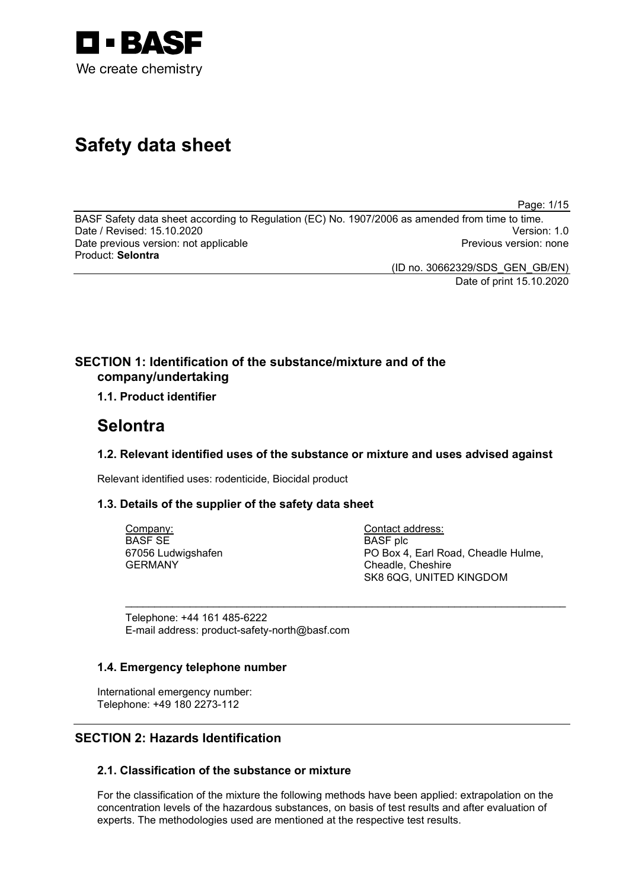BASF
We create chemistry

# Safety data sheet

BASF Safety data sheet according to Regulation (EC) No. 1907/2006 as amended from time to time.
Date / Revised: 15.10.2020 Version: 1.0
Date previous version: not applicable Previous version: none
Product: **Selontra**

(ID no. 30662329/SDS_GEN_GB/EN)
Date of print 15.10.2020

## SECTION 1: Identification of the substance/mixture and of the company/undertaking

### 1.1. Product identifier

# Selontra

### 1.2. Relevant identified uses of the substance or mixture and uses advised against

Relevant identified uses: rodenticide, Biocidal product

### 1.3. Details of the supplier of the safety data sheet

Company:
BASF SE
67056 Ludwigshafen
GERMANY

Contact address:
BASF plc
PO Box 4, Earl Road, Cheadle Hulme,
Cheadle, Cheshire
SK8 6QG, UNITED KINGDOM

Telephone: +44 161 485-6222
E-mail address: product-safety-north@basf.com

### 1.4. Emergency telephone number

International emergency number:
Telephone: +49 180 2273-112

## SECTION 2: Hazards Identification

### 2.1. Classification of the substance or mixture

For the classification of the mixture the following methods have been applied: extrapolation on the concentration levels of the hazardous substances, on basis of test results and after evaluation of experts. The methodologies used are mentioned at the respective test results.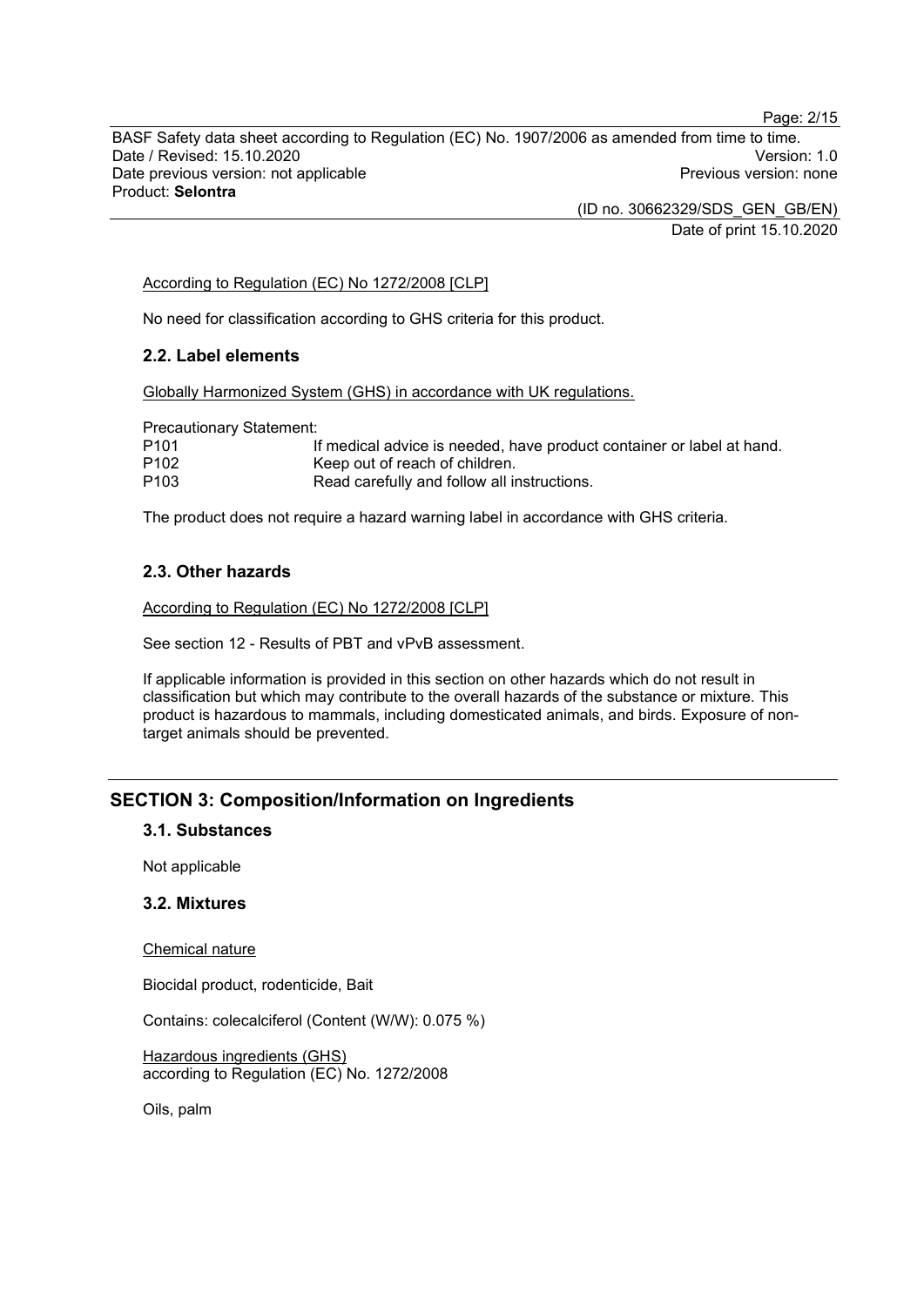According to Regulation (EC) No 1272/2008 [CLP]

No need for classification according to GHS criteria for this product.

### 2.2. Label elements

Globally Harmonized System (GHS) in accordance with UK regulations.

Precautionary Statement:

| | |
|---|---|
| P101 | If medical advice is needed, have product container or label at hand. |
| P102 | Keep out of reach of children. |
| P103 | Read carefully and follow all instructions. |

The product does not require a hazard warning label in accordance with GHS criteria.

### 2.3. Other hazards

According to Regulation (EC) No 1272/2008 [CLP]

See section 12 - Results of PBT and vPvB assessment.

If applicable information is provided in this section on other hazards which do not result in classification but which may contribute to the overall hazards of the substance or mixture. This product is hazardous to mammals, including domesticated animals, and birds. Exposure of non-target animals should be prevented.

## SECTION 3: Composition/Information on Ingredients

### 3.1. Substances

Not applicable

### 3.2. Mixtures

Chemical nature

Biocidal product, rodenticide, Bait

Contains: colecalciferol (Content (W/W): 0.075 %)

Hazardous ingredients (GHS)
according to Regulation (EC) No. 1272/2008

Oils, palm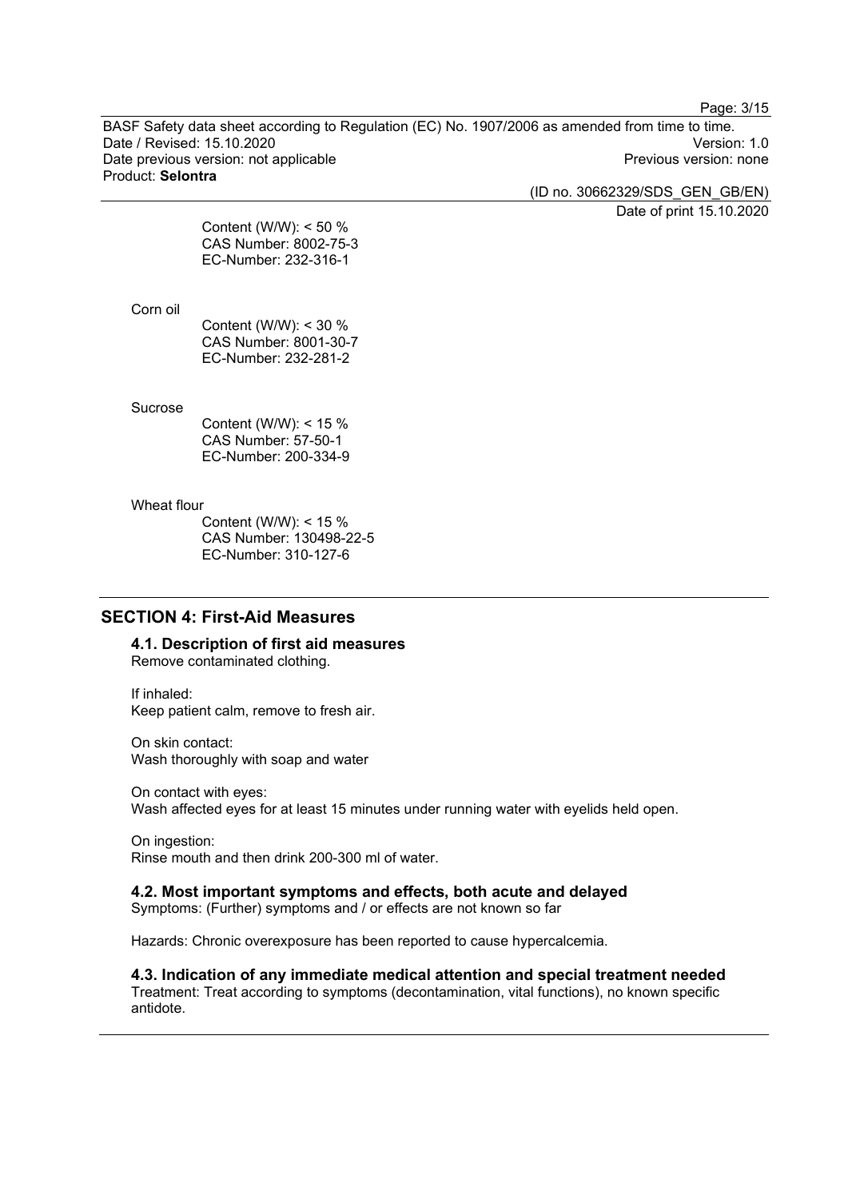Content (W/W): < 50 %
CAS Number: 8002-75-3
EC-Number: 232-316-1

Corn oil

Content (W/W): < 30 %
CAS Number: 8001-30-7
EC-Number: 232-281-2

Sucrose

Content (W/W): < 15 %
CAS Number: 57-50-1
EC-Number: 200-334-9

Wheat flour

Content (W/W): < 15 %
CAS Number: 130498-22-5
EC-Number: 310-127-6

## SECTION 4: First-Aid Measures

### 4.1. Description of first aid measures

Remove contaminated clothing.

If inhaled:
Keep patient calm, remove to fresh air.

On skin contact:
Wash thoroughly with soap and water

On contact with eyes:
Wash affected eyes for at least 15 minutes under running water with eyelids held open.

On ingestion:
Rinse mouth and then drink 200-300 ml of water.

### 4.2. Most important symptoms and effects, both acute and delayed

Symptoms: (Further) symptoms and / or effects are not known so far

Hazards: Chronic overexposure has been reported to cause hypercalcemia.

### 4.3. Indication of any immediate medical attention and special treatment needed

Treatment: Treat according to symptoms (decontamination, vital functions), no known specific antidote.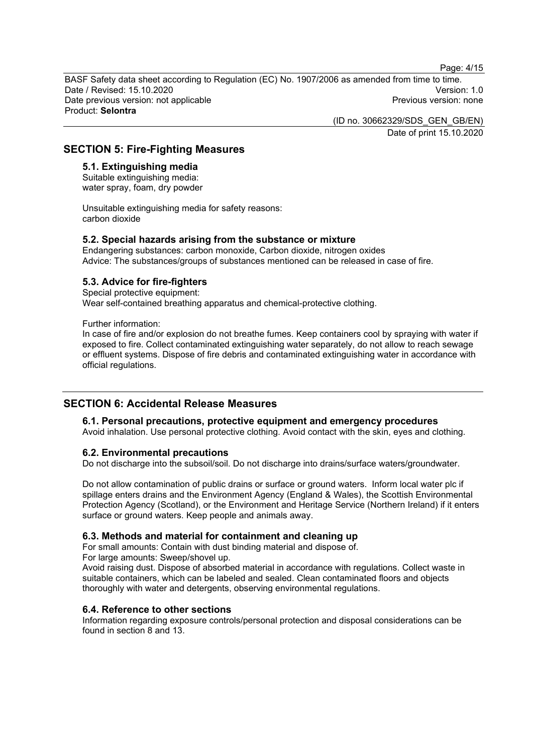## SECTION 5: Fire-Fighting Measures

### 5.1. Extinguishing media

Suitable extinguishing media:
water spray, foam, dry powder

Unsuitable extinguishing media for safety reasons:
carbon dioxide

### 5.2. Special hazards arising from the substance or mixture

Endangering substances: carbon monoxide, Carbon dioxide, nitrogen oxides
Advice: The substances/groups of substances mentioned can be released in case of fire.

### 5.3. Advice for fire-fighters

Special protective equipment:
Wear self-contained breathing apparatus and chemical-protective clothing.

Further information:
In case of fire and/or explosion do not breathe fumes. Keep containers cool by spraying with water if exposed to fire. Collect contaminated extinguishing water separately, do not allow to reach sewage or effluent systems. Dispose of fire debris and contaminated extinguishing water in accordance with official regulations.

## SECTION 6: Accidental Release Measures

### 6.1. Personal precautions, protective equipment and emergency procedures

Avoid inhalation. Use personal protective clothing. Avoid contact with the skin, eyes and clothing.

### 6.2. Environmental precautions

Do not discharge into the subsoil/soil. Do not discharge into drains/surface waters/groundwater.

Do not allow contamination of public drains or surface or ground waters. Inform local water plc if spillage enters drains and the Environment Agency (England & Wales), the Scottish Environmental Protection Agency (Scotland), or the Environment and Heritage Service (Northern Ireland) if it enters surface or ground waters. Keep people and animals away.

### 6.3. Methods and material for containment and cleaning up

For small amounts: Contain with dust binding material and dispose of.
For large amounts: Sweep/shovel up.
Avoid raising dust. Dispose of absorbed material in accordance with regulations. Collect waste in suitable containers, which can be labeled and sealed. Clean contaminated floors and objects thoroughly with water and detergents, observing environmental regulations.

### 6.4. Reference to other sections

Information regarding exposure controls/personal protection and disposal considerations can be found in section 8 and 13.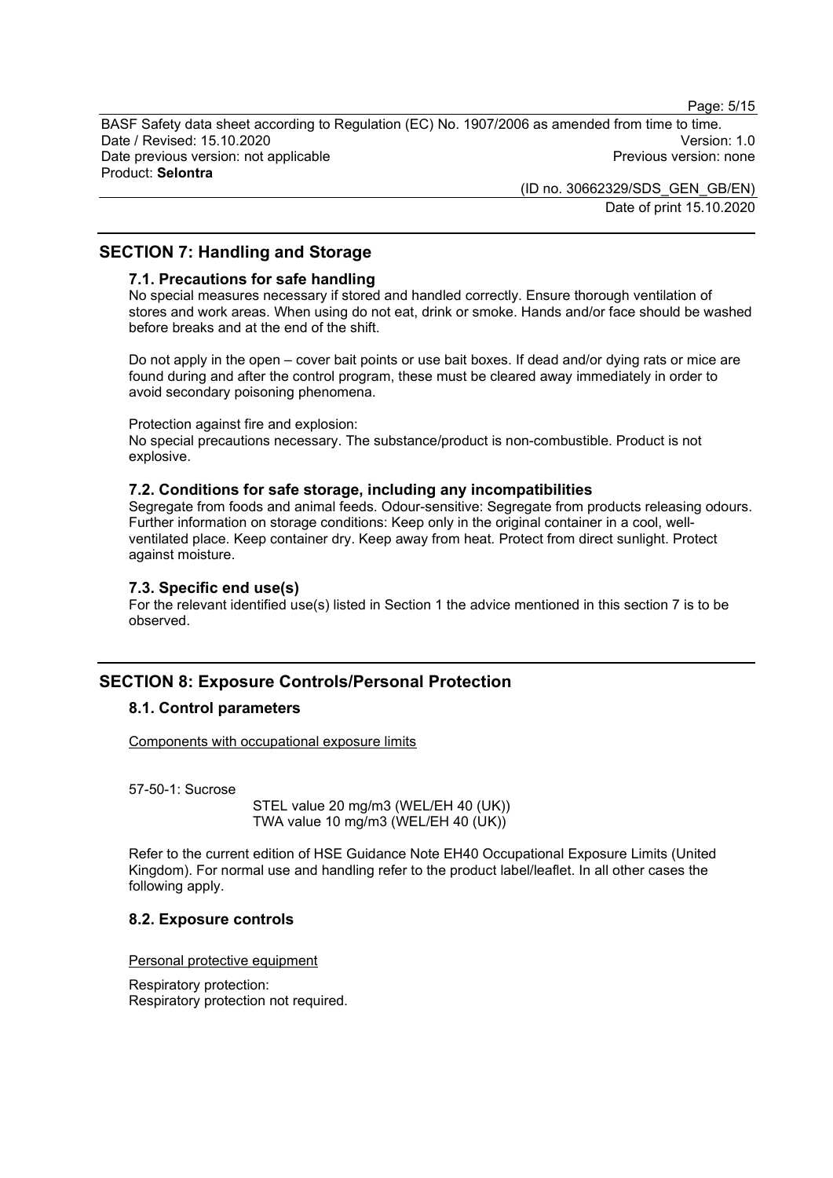## SECTION 7: Handling and Storage

### 7.1. Precautions for safe handling

No special measures necessary if stored and handled correctly. Ensure thorough ventilation of stores and work areas. When using do not eat, drink or smoke. Hands and/or face should be washed before breaks and at the end of the shift.

Do not apply in the open – cover bait points or use bait boxes. If dead and/or dying rats or mice are found during and after the control program, these must be cleared away immediately in order to avoid secondary poisoning phenomena.

Protection against fire and explosion:
No special precautions necessary. The substance/product is non-combustible. Product is not explosive.

### 7.2. Conditions for safe storage, including any incompatibilities

Segregate from foods and animal feeds. Odour-sensitive: Segregate from products releasing odours. Further information on storage conditions: Keep only in the original container in a cool, well-ventilated place. Keep container dry. Keep away from heat. Protect from direct sunlight. Protect against moisture.

### 7.3. Specific end use(s)

For the relevant identified use(s) listed in Section 1 the advice mentioned in this section 7 is to be observed.

## SECTION 8: Exposure Controls/Personal Protection

### 8.1. Control parameters

Components with occupational exposure limits

57-50-1: Sucrose

STEL value 20 mg/m3 (WEL/EH 40 (UK))
TWA value 10 mg/m3 (WEL/EH 40 (UK))

Refer to the current edition of HSE Guidance Note EH40 Occupational Exposure Limits (United Kingdom). For normal use and handling refer to the product label/leaflet. In all other cases the following apply.

### 8.2. Exposure controls

Personal protective equipment

Respiratory protection:
Respiratory protection not required.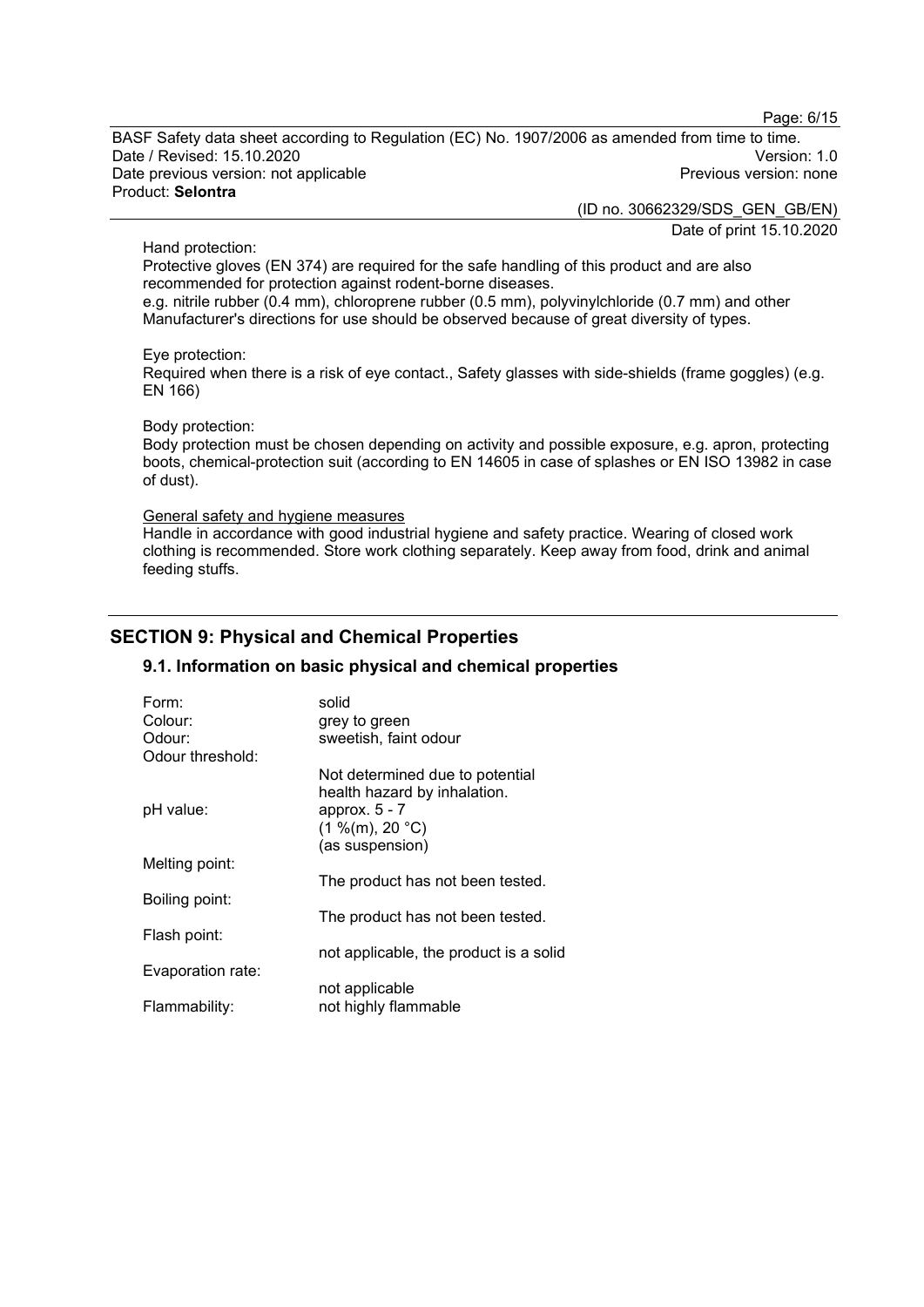Hand protection:

Protective gloves (EN 374) are required for the safe handling of this product and are also recommended for protection against rodent-borne diseases.

e.g. nitrile rubber (0.4 mm), chloroprene rubber (0.5 mm), polyvinylchloride (0.7 mm) and other Manufacturer's directions for use should be observed because of great diversity of types.

Eye protection:

Required when there is a risk of eye contact., Safety glasses with side-shields (frame goggles) (e.g. EN 166)

Body protection:

Body protection must be chosen depending on activity and possible exposure, e.g. apron, protecting boots, chemical-protection suit (according to EN 14605 in case of splashes or EN ISO 13982 in case of dust).

General safety and hygiene measures

Handle in accordance with good industrial hygiene and safety practice. Wearing of closed work clothing is recommended. Store work clothing separately. Keep away from food, drink and animal feeding stuffs.

## SECTION 9: Physical and Chemical Properties

### 9.1. Information on basic physical and chemical properties

| | |
|---|---|
| Form: | solid |
| Colour: | grey to green |
| Odour: | sweetish, faint odour |
| Odour threshold: | Not determined due to potential health hazard by inhalation. |
| pH value: | approx. 5 - 7<br>(1 %(m), 20 °C)<br>(as suspension) |
| Melting point: | The product has not been tested. |
| Boiling point: | The product has not been tested. |
| Flash point: | not applicable, the product is a solid |
| Evaporation rate: | not applicable |
| Flammability: | not highly flammable |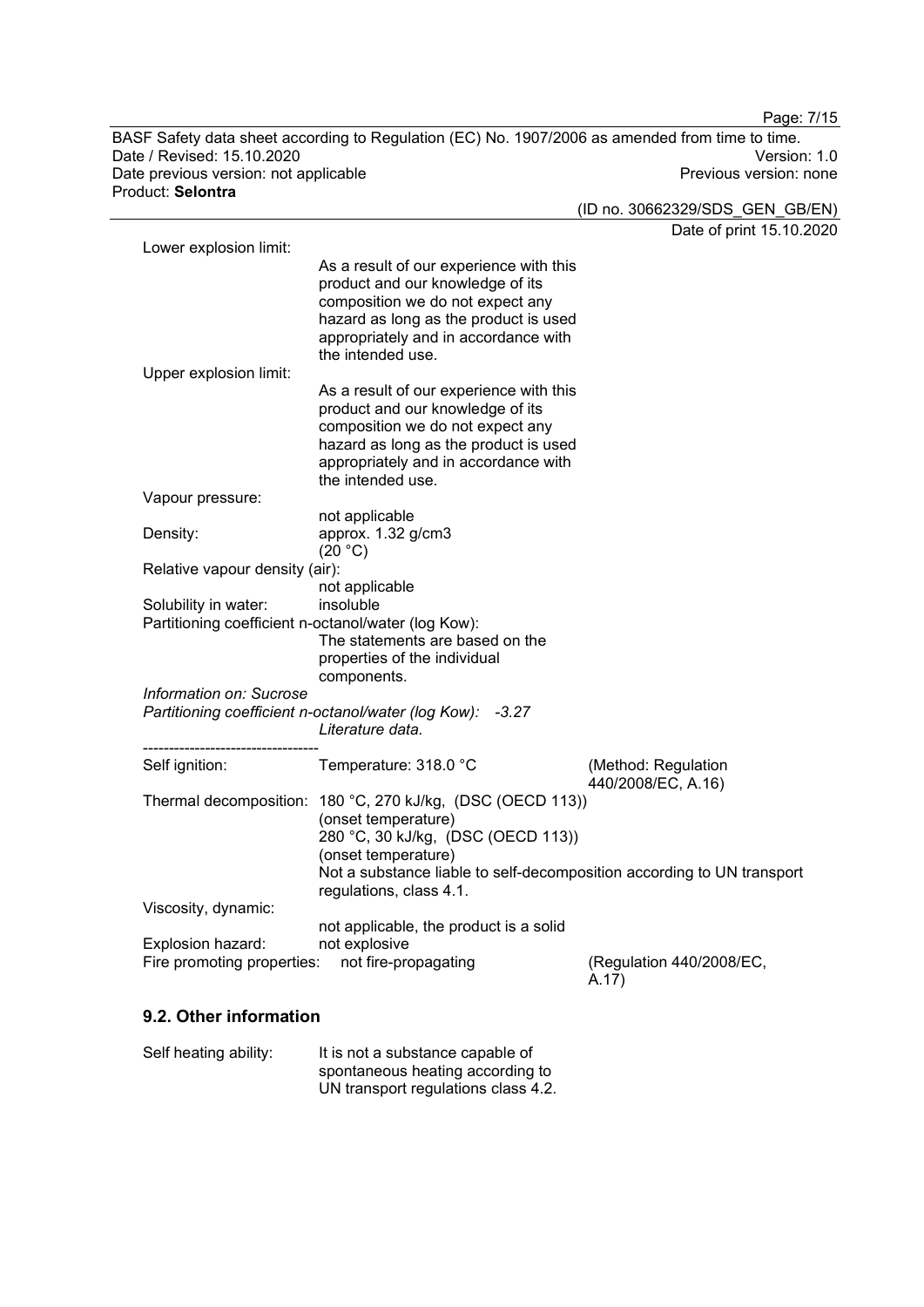Lower explosion limit:

As a result of our experience with this product and our knowledge of its composition we do not expect any hazard as long as the product is used appropriately and in accordance with the intended use.

Upper explosion limit:

As a result of our experience with this product and our knowledge of its composition we do not expect any hazard as long as the product is used appropriately and in accordance with the intended use.

Vapour pressure:

not applicable

Density: approx. 1.32 g/cm3 (20 °C)

Relative vapour density (air):

not applicable

Solubility in water: insoluble

Partitioning coefficient n-octanol/water (log Kow):

The statements are based on the properties of the individual components.

*Information on: Sucrose*

*Partitioning coefficient n-octanol/water (log Kow): -3.27*

*Literature data.*

----------------------------------

Self ignition: Temperature: 318.0 °C (Method: Regulation 440/2008/EC, A.16)

Thermal decomposition: 180 °C, 270 kJ/kg, (DSC (OECD 113)) (onset temperature)
280 °C, 30 kJ/kg, (DSC (OECD 113)) (onset temperature)
Not a substance liable to self-decomposition according to UN transport regulations, class 4.1.

Viscosity, dynamic:

not applicable, the product is a solid

Explosion hazard: not explosive

Fire promoting properties: not fire-propagating (Regulation 440/2008/EC, A.17)

## 9.2. Other information

Self heating ability: It is not a substance capable of spontaneous heating according to UN transport regulations class 4.2.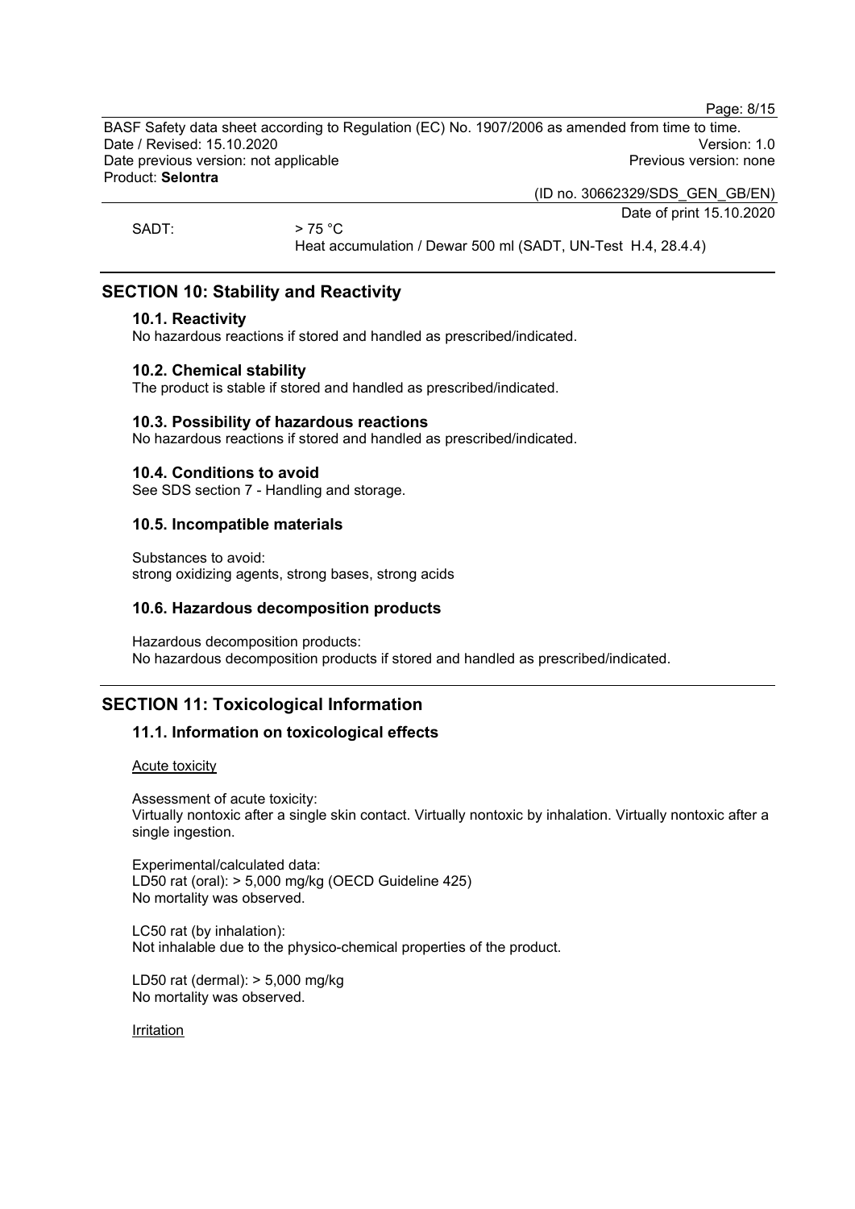SADT: > 75 °C
Heat accumulation / Dewar 500 ml (SADT, UN-Test H.4, 28.4.4)

## SECTION 10: Stability and Reactivity

### 10.1. Reactivity

No hazardous reactions if stored and handled as prescribed/indicated.

### 10.2. Chemical stability

The product is stable if stored and handled as prescribed/indicated.

### 10.3. Possibility of hazardous reactions

No hazardous reactions if stored and handled as prescribed/indicated.

### 10.4. Conditions to avoid

See SDS section 7 - Handling and storage.

### 10.5. Incompatible materials

Substances to avoid:
strong oxidizing agents, strong bases, strong acids

### 10.6. Hazardous decomposition products

Hazardous decomposition products:
No hazardous decomposition products if stored and handled as prescribed/indicated.

## SECTION 11: Toxicological Information

### 11.1. Information on toxicological effects

Acute toxicity

Assessment of acute toxicity:
Virtually nontoxic after a single skin contact. Virtually nontoxic by inhalation. Virtually nontoxic after a single ingestion.

Experimental/calculated data:
LD50 rat (oral): > 5,000 mg/kg (OECD Guideline 425)
No mortality was observed.

LC50 rat (by inhalation):
Not inhalable due to the physico-chemical properties of the product.

LD50 rat (dermal): > 5,000 mg/kg
No mortality was observed.

Irritation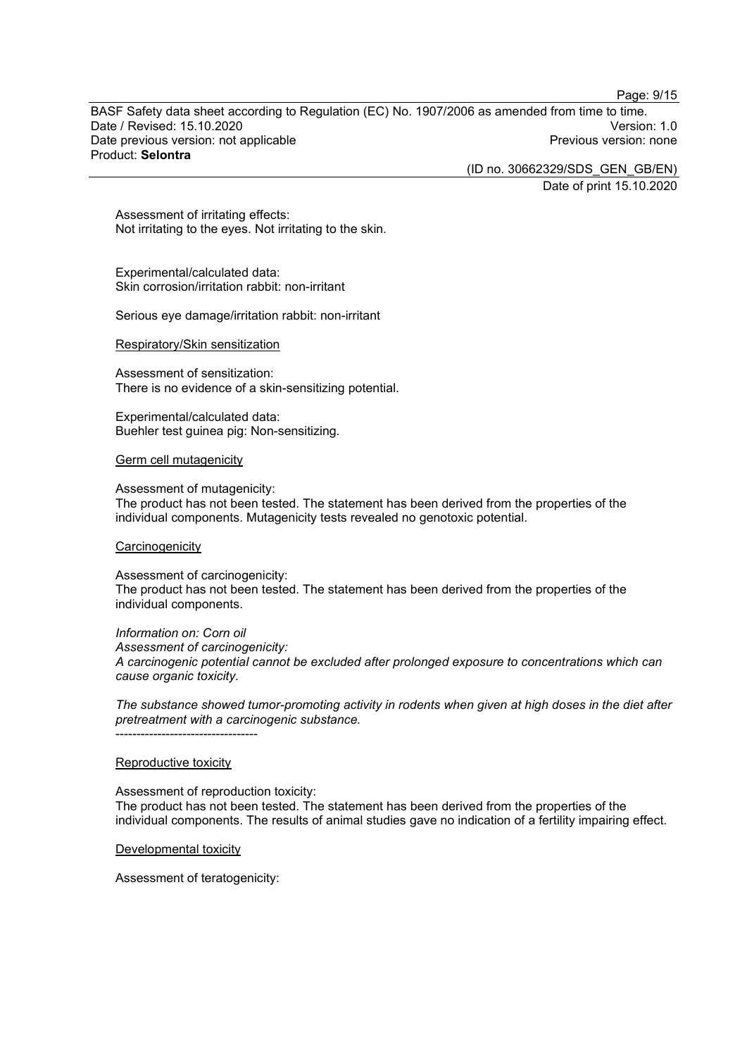Assessment of irritating effects:
Not irritating to the eyes. Not irritating to the skin.

Experimental/calculated data:
Skin corrosion/irritation rabbit: non-irritant

Serious eye damage/irritation rabbit: non-irritant

Respiratory/Skin sensitization

Assessment of sensitization:
There is no evidence of a skin-sensitizing potential.

Experimental/calculated data:
Buehler test guinea pig: Non-sensitizing.

Germ cell mutagenicity

Assessment of mutagenicity:
The product has not been tested. The statement has been derived from the properties of the individual components. Mutagenicity tests revealed no genotoxic potential.

Carcinogenicity

Assessment of carcinogenicity:
The product has not been tested. The statement has been derived from the properties of the individual components.

*Information on: Corn oil*
*Assessment of carcinogenicity:*
*A carcinogenic potential cannot be excluded after prolonged exposure to concentrations which can cause organic toxicity.*

*The substance showed tumor-promoting activity in rodents when given at high doses in the diet after pretreatment with a carcinogenic substance.*
----------------------------------

Reproductive toxicity

Assessment of reproduction toxicity:
The product has not been tested. The statement has been derived from the properties of the individual components. The results of animal studies gave no indication of a fertility impairing effect.

Developmental toxicity

Assessment of teratogenicity: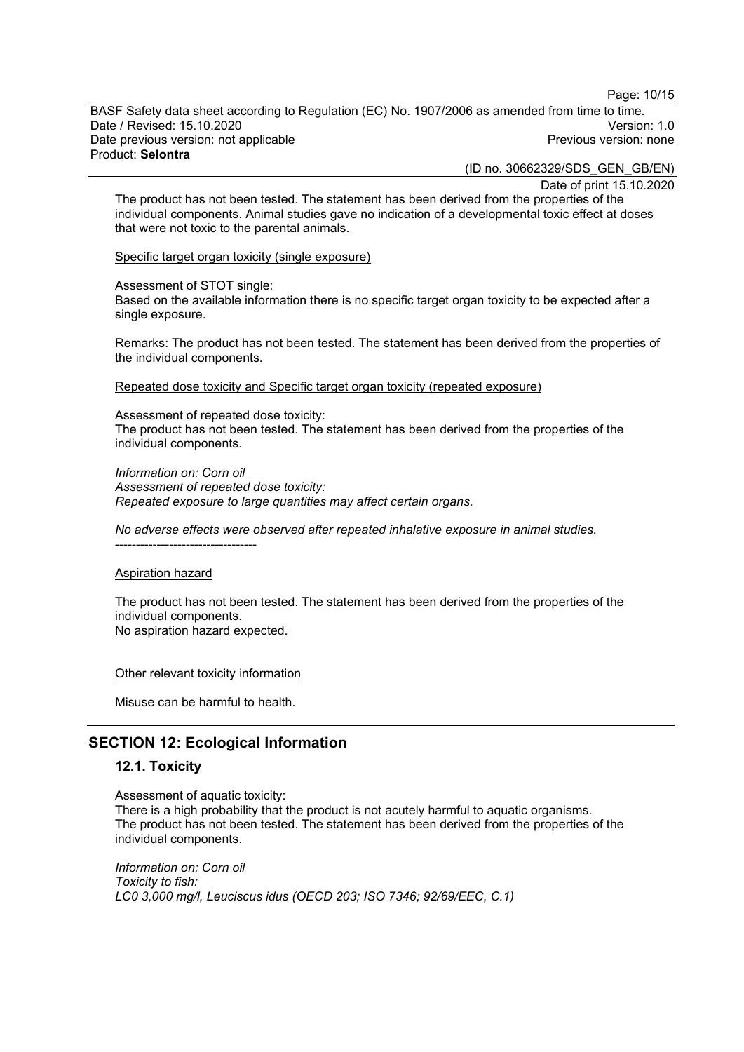The product has not been tested. The statement has been derived from the properties of the individual components. Animal studies gave no indication of a developmental toxic effect at doses that were not toxic to the parental animals.

Specific target organ toxicity (single exposure)

Assessment of STOT single:
Based on the available information there is no specific target organ toxicity to be expected after a single exposure.

Remarks: The product has not been tested. The statement has been derived from the properties of the individual components.

Repeated dose toxicity and Specific target organ toxicity (repeated exposure)

Assessment of repeated dose toxicity:
The product has not been tested. The statement has been derived from the properties of the individual components.

*Information on: Corn oil*
*Assessment of repeated dose toxicity:*
*Repeated exposure to large quantities may affect certain organs.*

*No adverse effects were observed after repeated inhalative exposure in animal studies.*
----------------------------------

Aspiration hazard

The product has not been tested. The statement has been derived from the properties of the individual components.
No aspiration hazard expected.

Other relevant toxicity information

Misuse can be harmful to health.

## SECTION 12: Ecological Information

### 12.1. Toxicity

Assessment of aquatic toxicity:
There is a high probability that the product is not acutely harmful to aquatic organisms.
The product has not been tested. The statement has been derived from the properties of the individual components.

*Information on: Corn oil*
*Toxicity to fish:*
*LC0 3,000 mg/l, Leuciscus idus (OECD 203; ISO 7346; 92/69/EEC, C.1)*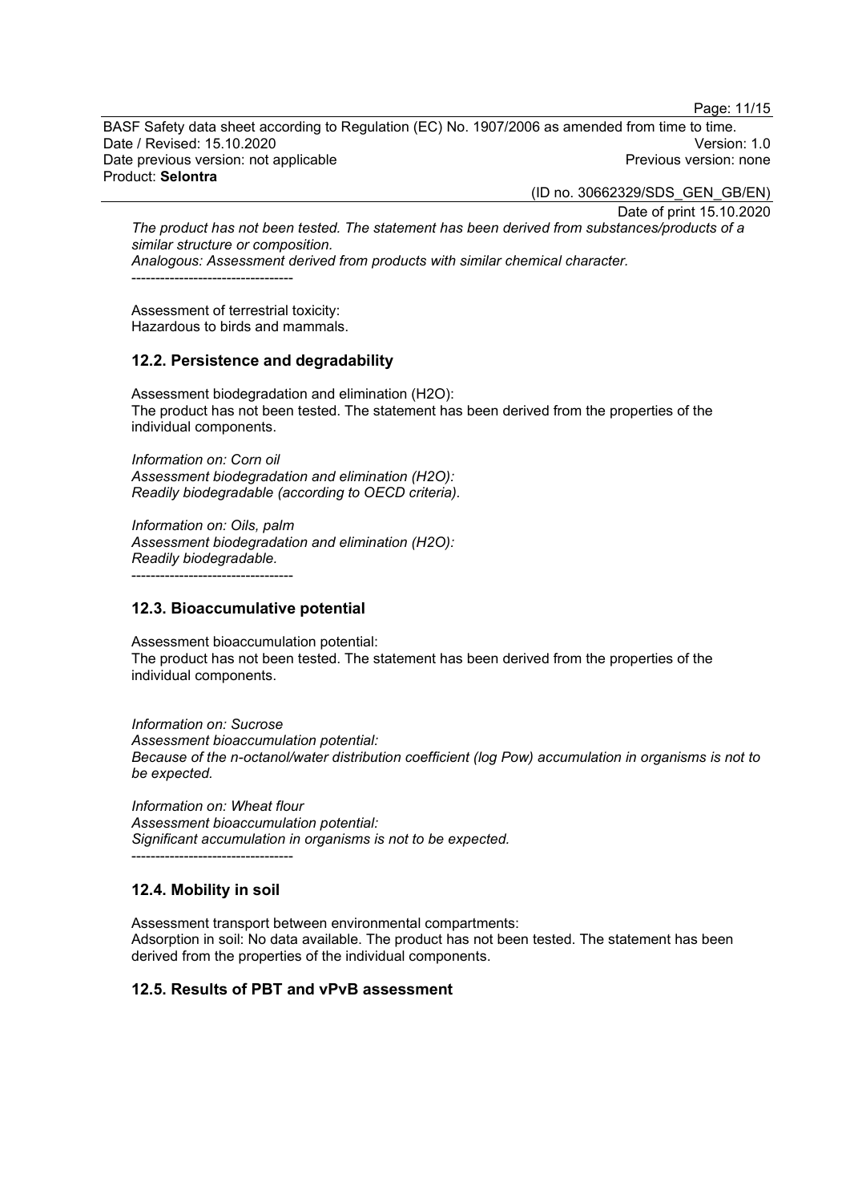*The product has not been tested. The statement has been derived from substances/products of a similar structure or composition.*
*Analogous: Assessment derived from products with similar chemical character.*
----------------------------------

Assessment of terrestrial toxicity:
Hazardous to birds and mammals.

### 12.2. Persistence and degradability

Assessment biodegradation and elimination ($H_2O$):
The product has not been tested. The statement has been derived from the properties of the individual components.

*Information on: Corn oil*
*Assessment biodegradation and elimination ($H_2O$):*
*Readily biodegradable (according to OECD criteria).*

*Information on: Oils, palm*
*Assessment biodegradation and elimination ($H_2O$):*
*Readily biodegradable.*
----------------------------------

### 12.3. Bioaccumulative potential

Assessment bioaccumulation potential:
The product has not been tested. The statement has been derived from the properties of the individual components.

*Information on: Sucrose*
*Assessment bioaccumulation potential:*
*Because of the n-octanol/water distribution coefficient (log Pow) accumulation in organisms is not to be expected.*

*Information on: Wheat flour*
*Assessment bioaccumulation potential:*
*Significant accumulation in organisms is not to be expected.*
----------------------------------

### 12.4. Mobility in soil

Assessment transport between environmental compartments:
Adsorption in soil: No data available. The product has not been tested. The statement has been derived from the properties of the individual components.

### 12.5. Results of PBT and vPvB assessment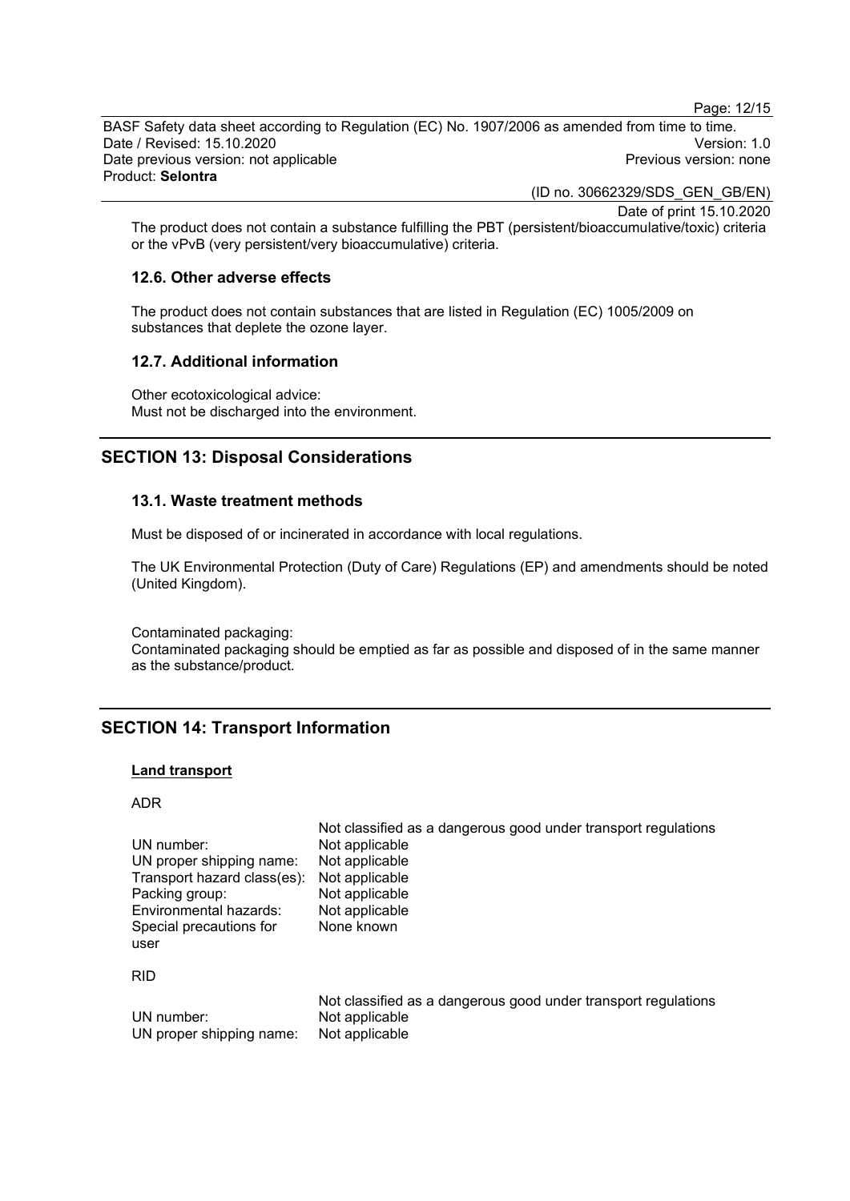The product does not contain a substance fulfilling the PBT (persistent/bioaccumulative/toxic) criteria or the vPvB (very persistent/very bioaccumulative) criteria.

### 12.6. Other adverse effects

The product does not contain substances that are listed in Regulation (EC) 1005/2009 on substances that deplete the ozone layer.

### 12.7. Additional information

Other ecotoxicological advice:
Must not be discharged into the environment.

## SECTION 13: Disposal Considerations

### 13.1. Waste treatment methods

Must be disposed of or incinerated in accordance with local regulations.

The UK Environmental Protection (Duty of Care) Regulations (EP) and amendments should be noted (United Kingdom).

Contaminated packaging:
Contaminated packaging should be emptied as far as possible and disposed of in the same manner as the substance/product.

## SECTION 14: Transport Information

**Land transport**

ADR

| | Not classified as a dangerous good under transport regulations |
|---|---|
| UN number: | Not applicable |
| UN proper shipping name: | Not applicable |
| Transport hazard class(es): | Not applicable |
| Packing group: | Not applicable |
| Environmental hazards: | Not applicable |
| Special precautions for user | None known |

RID

| | Not classified as a dangerous good under transport regulations |
|---|---|
| UN number: | Not applicable |
| UN proper shipping name: | Not applicable |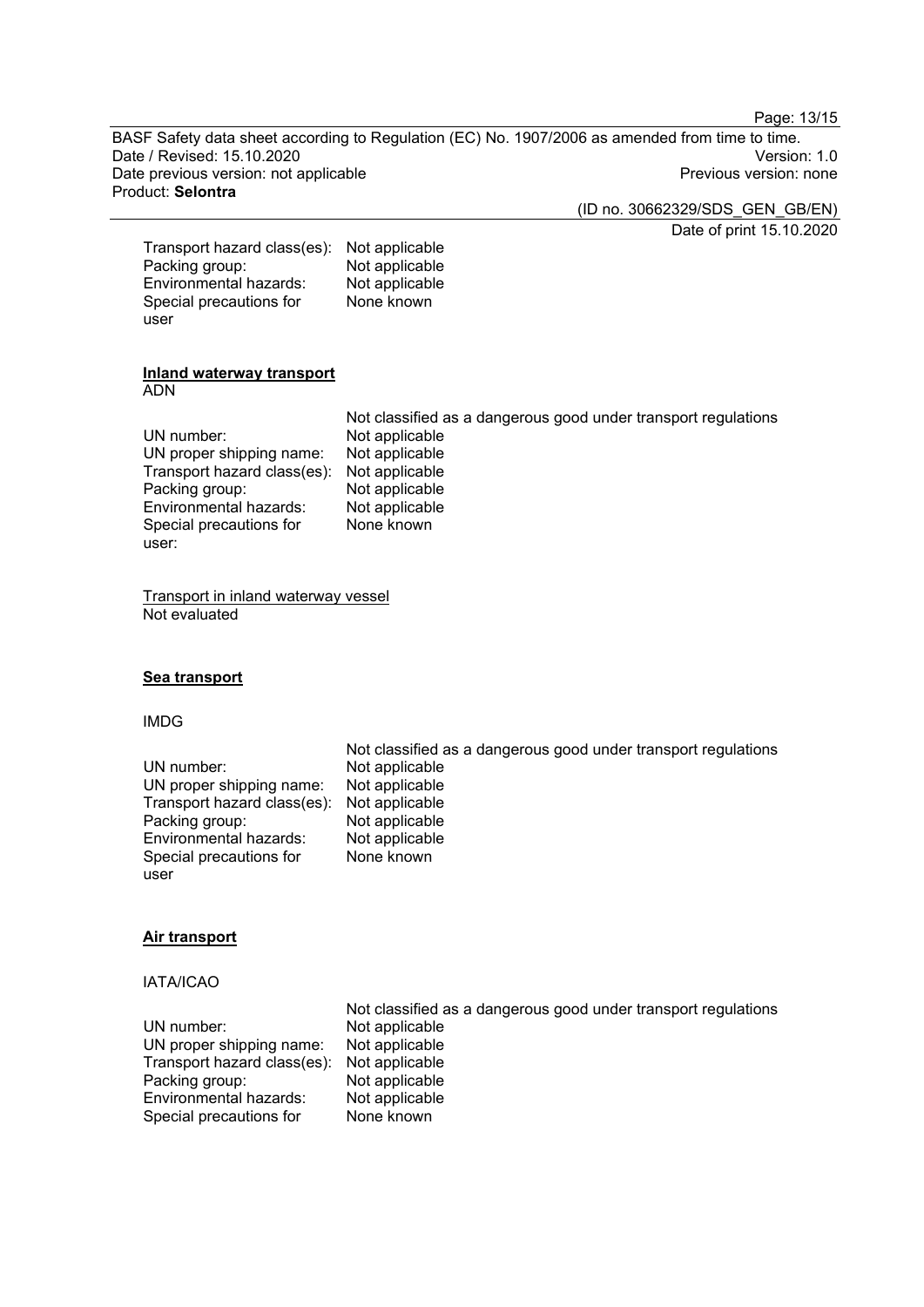| | |
|---|---|
| Transport hazard class(es): | Not applicable |
| Packing group: | Not applicable |
| Environmental hazards: | Not applicable |
| Special precautions for user | None known |

**Inland waterway transport**

ADN

Not classified as a dangerous good under transport regulations

| | |
|---|---|
| UN number: | Not applicable |
| UN proper shipping name: | Not applicable |
| Transport hazard class(es): | Not applicable |
| Packing group: | Not applicable |
| Environmental hazards: | Not applicable |
| Special precautions for user: | None known |

Transport in inland waterway vessel

Not evaluated

**Sea transport**

IMDG

Not classified as a dangerous good under transport regulations

| | |
|---|---|
| UN number: | Not applicable |
| UN proper shipping name: | Not applicable |
| Transport hazard class(es): | Not applicable |
| Packing group: | Not applicable |
| Environmental hazards: | Not applicable |
| Special precautions for user | None known |

**Air transport**

IATA/ICAO

Not classified as a dangerous good under transport regulations

| | |
|---|---|
| UN number: | Not applicable |
| UN proper shipping name: | Not applicable |
| Transport hazard class(es): | Not applicable |
| Packing group: | Not applicable |
| Environmental hazards: | Not applicable |
| Special precautions for | None known |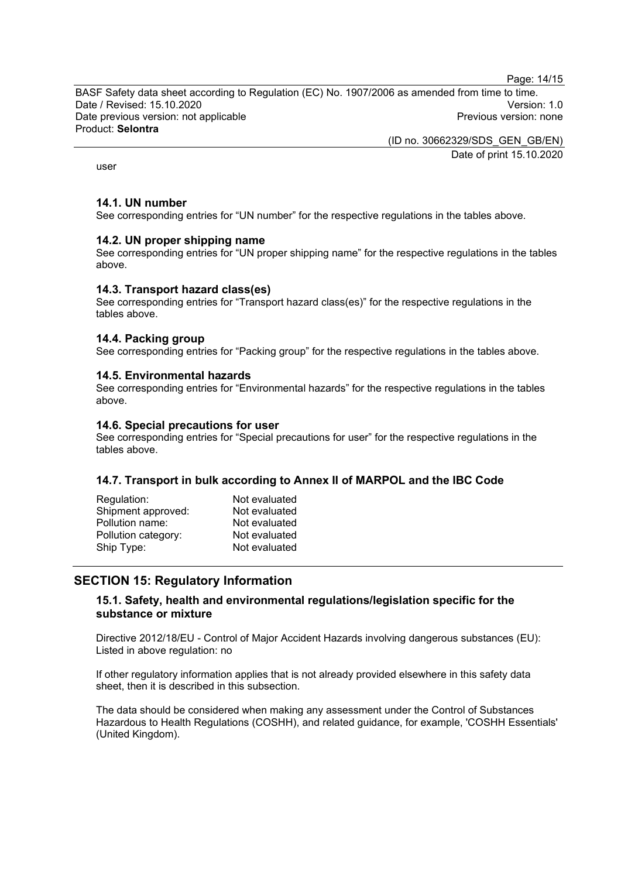user

### 14.1. UN number

See corresponding entries for “UN number” for the respective regulations in the tables above.

### 14.2. UN proper shipping name

See corresponding entries for “UN proper shipping name” for the respective regulations in the tables above.

### 14.3. Transport hazard class(es)

See corresponding entries for “Transport hazard class(es)” for the respective regulations in the tables above.

### 14.4. Packing group

See corresponding entries for “Packing group” for the respective regulations in the tables above.

### 14.5. Environmental hazards

See corresponding entries for “Environmental hazards” for the respective regulations in the tables above.

### 14.6. Special precautions for user

See corresponding entries for “Special precautions for user” for the respective regulations in the tables above.

### 14.7. Transport in bulk according to Annex II of MARPOL and the IBC Code

| | |
|---|---|
| Regulation: | Not evaluated |
| Shipment approved: | Not evaluated |
| Pollution name: | Not evaluated |
| Pollution category: | Not evaluated |
| Ship Type: | Not evaluated |

## SECTION 15: Regulatory Information

### 15.1. Safety, health and environmental regulations/legislation specific for the substance or mixture

Directive 2012/18/EU - Control of Major Accident Hazards involving dangerous substances (EU): Listed in above regulation: no

If other regulatory information applies that is not already provided elsewhere in this safety data sheet, then it is described in this subsection.

The data should be considered when making any assessment under the Control of Substances Hazardous to Health Regulations (COSHH), and related guidance, for example, 'COSHH Essentials' (United Kingdom).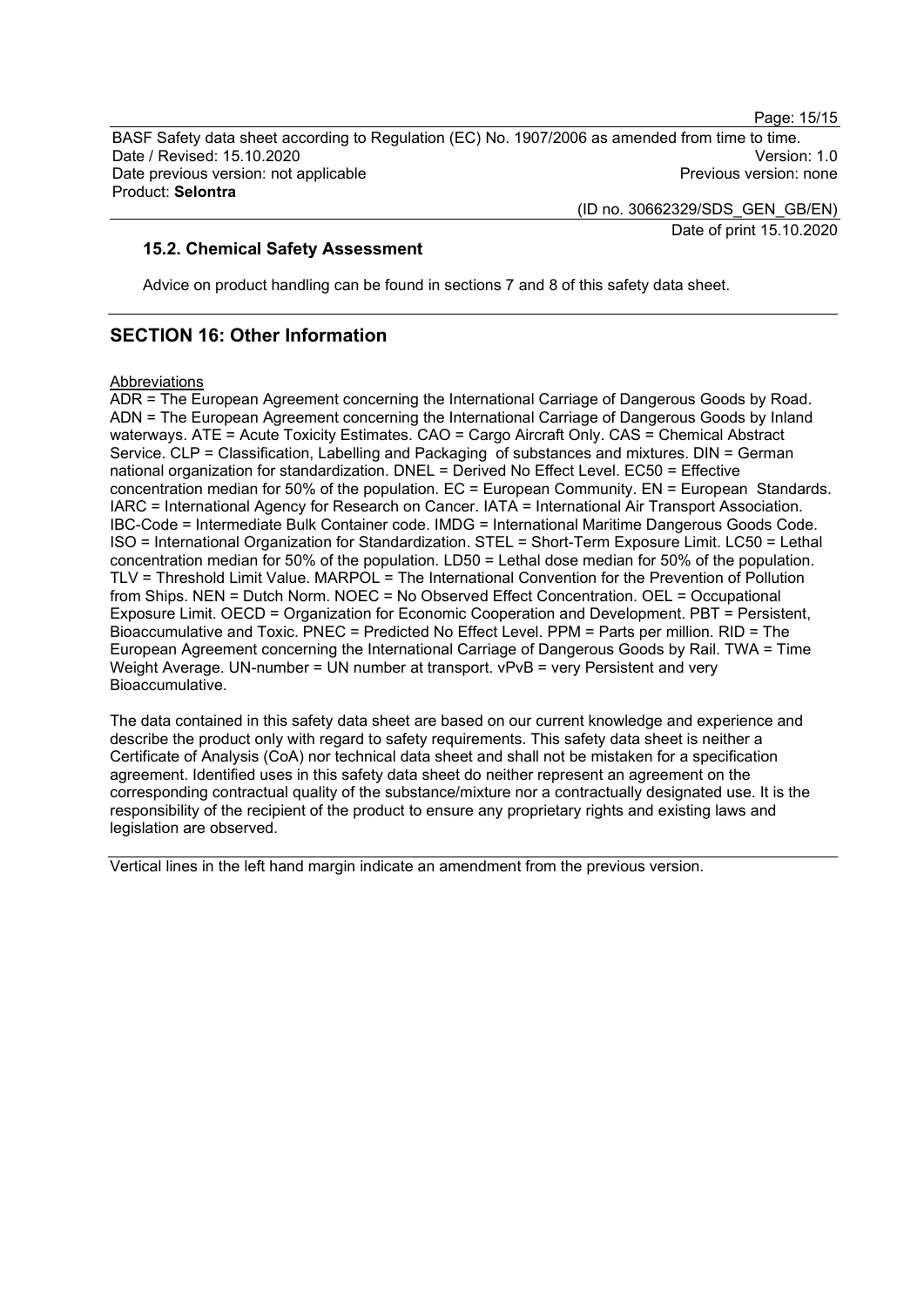### 15.2. Chemical Safety Assessment

Advice on product handling can be found in sections 7 and 8 of this safety data sheet.

## SECTION 16: Other Information

Abbreviations

ADR = The European Agreement concerning the International Carriage of Dangerous Goods by Road. ADN = The European Agreement concerning the International Carriage of Dangerous Goods by Inland waterways. ATE = Acute Toxicity Estimates. CAO = Cargo Aircraft Only. CAS = Chemical Abstract Service. CLP = Classification, Labelling and Packaging of substances and mixtures. DIN = German national organization for standardization. DNEL = Derived No Effect Level. EC50 = Effective concentration median for 50% of the population. EC = European Community. EN = European Standards. IARC = International Agency for Research on Cancer. IATA = International Air Transport Association. IBC-Code = Intermediate Bulk Container code. IMDG = International Maritime Dangerous Goods Code. ISO = International Organization for Standardization. STEL = Short-Term Exposure Limit. LC50 = Lethal concentration median for 50% of the population. LD50 = Lethal dose median for 50% of the population. TLV = Threshold Limit Value. MARPOL = The International Convention for the Prevention of Pollution from Ships. NEN = Dutch Norm. NOEC = No Observed Effect Concentration. OEL = Occupational Exposure Limit. OECD = Organization for Economic Cooperation and Development. PBT = Persistent, Bioaccumulative and Toxic. PNEC = Predicted No Effect Level. PPM = Parts per million. RID = The European Agreement concerning the International Carriage of Dangerous Goods by Rail. TWA = Time Weight Average. UN-number = UN number at transport. vPvB = very Persistent and very Bioaccumulative.

The data contained in this safety data sheet are based on our current knowledge and experience and describe the product only with regard to safety requirements. This safety data sheet is neither a Certificate of Analysis (CoA) nor technical data sheet and shall not be mistaken for a specification agreement. Identified uses in this safety data sheet do neither represent an agreement on the corresponding contractual quality of the substance/mixture nor a contractually designated use. It is the responsibility of the recipient of the product to ensure any proprietary rights and existing laws and legislation are observed.

Vertical lines in the left hand margin indicate an amendment from the previous version.